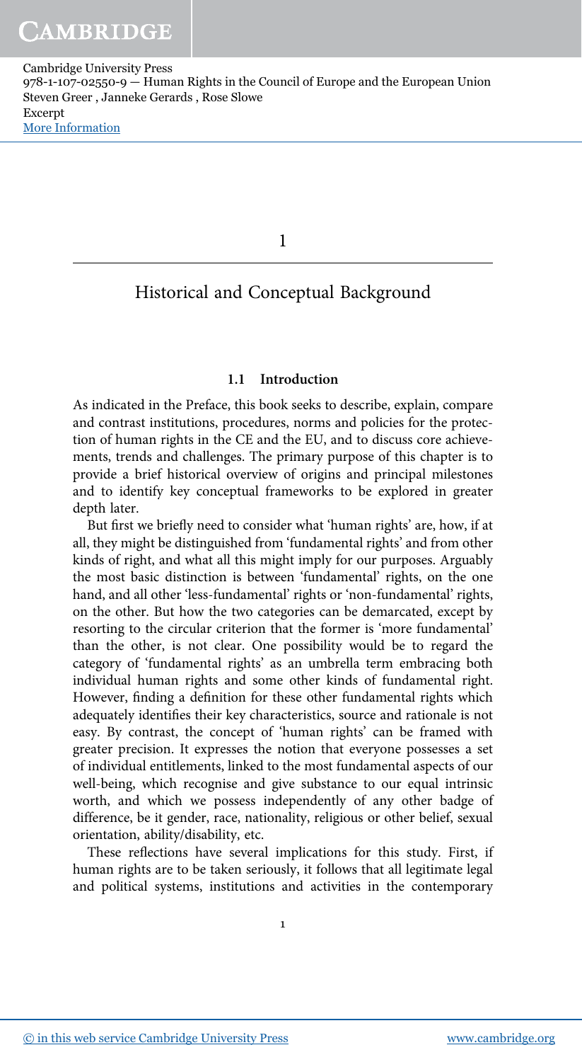# 1

# Historical and Conceptual Background

## 1.1 Introduction

As indicated in the Preface, this book seeks to describe, explain, compare and contrast institutions, procedures, norms and policies for the protection of human rights in the CE and the EU, and to discuss core achievements, trends and challenges. The primary purpose of this chapter is to provide a brief historical overview of origins and principal milestones and to identify key conceptual frameworks to be explored in greater depth later.

But first we briefly need to consider what 'human rights' are, how, if at all, they might be distinguished from 'fundamental rights' and from other kinds of right, and what all this might imply for our purposes. Arguably the most basic distinction is between 'fundamental' rights, on the one hand, and all other 'less-fundamental' rights or 'non-fundamental' rights, on the other. But how the two categories can be demarcated, except by resorting to the circular criterion that the former is 'more fundamental' than the other, is not clear. One possibility would be to regard the category of 'fundamental rights' as an umbrella term embracing both individual human rights and some other kinds of fundamental right. However, finding a definition for these other fundamental rights which adequately identifies their key characteristics, source and rationale is not easy. By contrast, the concept of 'human rights' can be framed with greater precision. It expresses the notion that everyone possesses a set of individual entitlements, linked to the most fundamental aspects of our well-being, which recognise and give substance to our equal intrinsic worth, and which we possess independently of any other badge of difference, be it gender, race, nationality, religious or other belief, sexual orientation, ability/disability, etc.

These reflections have several implications for this study. First, if human rights are to be taken seriously, it follows that all legitimate legal and political systems, institutions and activities in the contemporary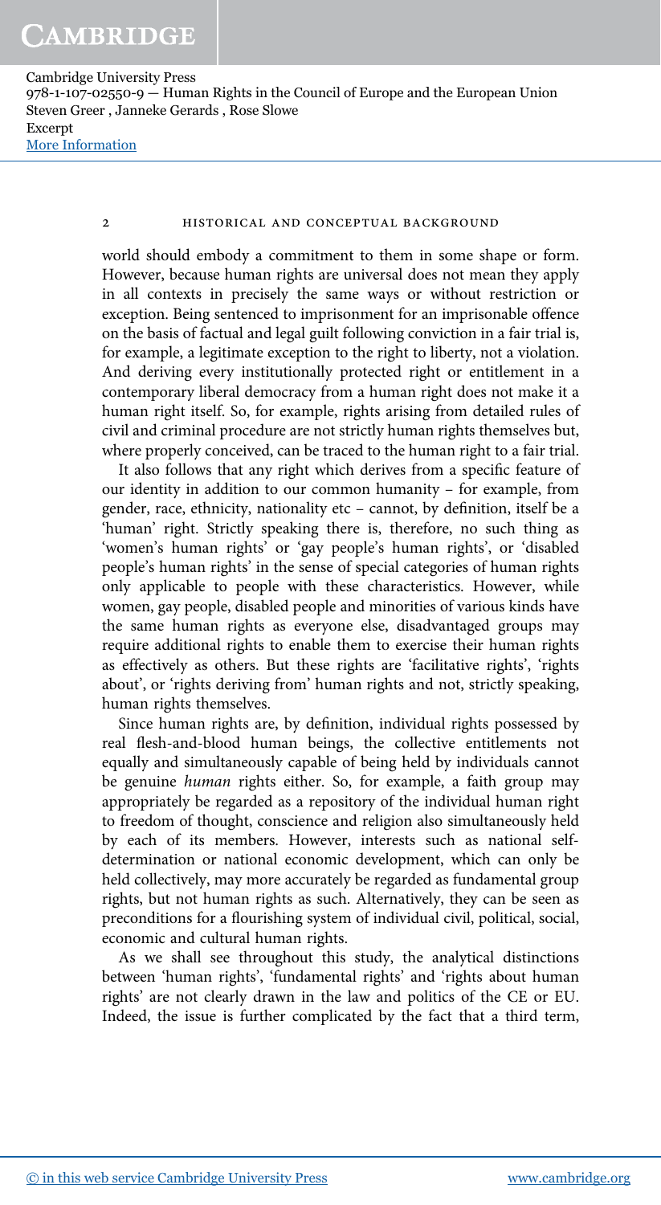world should embody a commitment to them in some shape or form. However, because human rights are universal does not mean they apply in all contexts in precisely the same ways or without restriction or exception. Being sentenced to imprisonment for an imprisonable offence on the basis of factual and legal guilt following conviction in a fair trial is, for example, a legitimate exception to the right to liberty, not a violation. And deriving every institutionally protected right or entitlement in a contemporary liberal democracy from a human right does not make it a human right itself. So, for example, rights arising from detailed rules of civil and criminal procedure are not strictly human rights themselves but, where properly conceived, can be traced to the human right to a fair trial.

It also follows that any right which derives from a specific feature of our identity in addition to our common humanity – for example, from gender, race, ethnicity, nationality etc – cannot, by definition, itself be a 'human' right. Strictly speaking there is, therefore, no such thing as 'women's human rights' or 'gay people's human rights', or 'disabled people's human rights' in the sense of special categories of human rights only applicable to people with these characteristics. However, while women, gay people, disabled people and minorities of various kinds have the same human rights as everyone else, disadvantaged groups may require additional rights to enable them to exercise their human rights as effectively as others. But these rights are 'facilitative rights', 'rights about', or 'rights deriving from' human rights and not, strictly speaking, human rights themselves.

Since human rights are, by definition, individual rights possessed by real flesh-and-blood human beings, the collective entitlements not equally and simultaneously capable of being held by individuals cannot be genuine *human* rights either. So, for example, a faith group may appropriately be regarded as a repository of the individual human right to freedom of thought, conscience and religion also simultaneously held by each of its members. However, interests such as national self-determination or national economic development, which can only be held collectively, may more accurately be regarded as fundamental group rights, but not human rights as such. Alternatively, they can be seen as preconditions for a flourishing system of individual civil, political, social, economic and cultural human rights.

As we shall see throughout this study, the analytical distinctions between 'human rights', 'fundamental rights' and 'rights about human rights' are not clearly drawn in the law and politics of the CE or EU. Indeed, the issue is further complicated by the fact that a third term,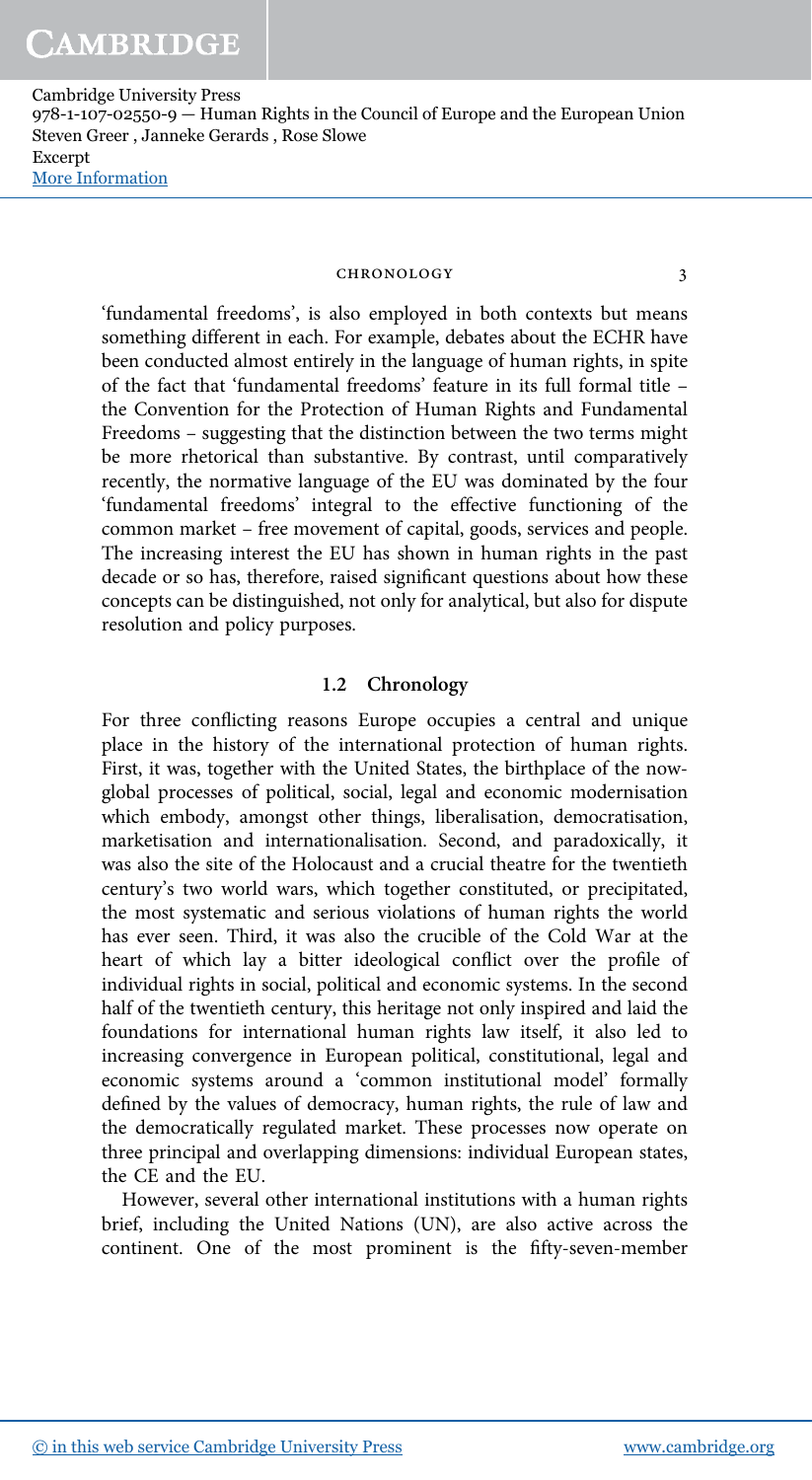'fundamental freedoms', is also employed in both contexts but means something different in each. For example, debates about the ECHR have been conducted almost entirely in the language of human rights, in spite of the fact that 'fundamental freedoms' feature in its full formal title – the Convention for the Protection of Human Rights and Fundamental Freedoms – suggesting that the distinction between the two terms might be more rhetorical than substantive. By contrast, until comparatively recently, the normative language of the EU was dominated by the four 'fundamental freedoms' integral to the effective functioning of the common market – free movement of capital, goods, services and people. The increasing interest the EU has shown in human rights in the past decade or so has, therefore, raised significant questions about how these concepts can be distinguished, not only for analytical, but also for dispute resolution and policy purposes.

## 1.2 Chronology

For three conflicting reasons Europe occupies a central and unique place in the history of the international protection of human rights. First, it was, together with the United States, the birthplace of the now-global processes of political, social, legal and economic modernisation which embody, amongst other things, liberalisation, democratisation, marketisation and internationalisation. Second, and paradoxically, it was also the site of the Holocaust and a crucial theatre for the twentieth century's two world wars, which together constituted, or precipitated, the most systematic and serious violations of human rights the world has ever seen. Third, it was also the crucible of the Cold War at the heart of which lay a bitter ideological conflict over the profile of individual rights in social, political and economic systems. In the second half of the twentieth century, this heritage not only inspired and laid the foundations for international human rights law itself, it also led to increasing convergence in European political, constitutional, legal and economic systems around a 'common institutional model' formally defined by the values of democracy, human rights, the rule of law and the democratically regulated market. These processes now operate on three principal and overlapping dimensions: individual European states, the CE and the EU.

However, several other international institutions with a human rights brief, including the United Nations (UN), are also active across the continent. One of the most prominent is the fifty-seven-member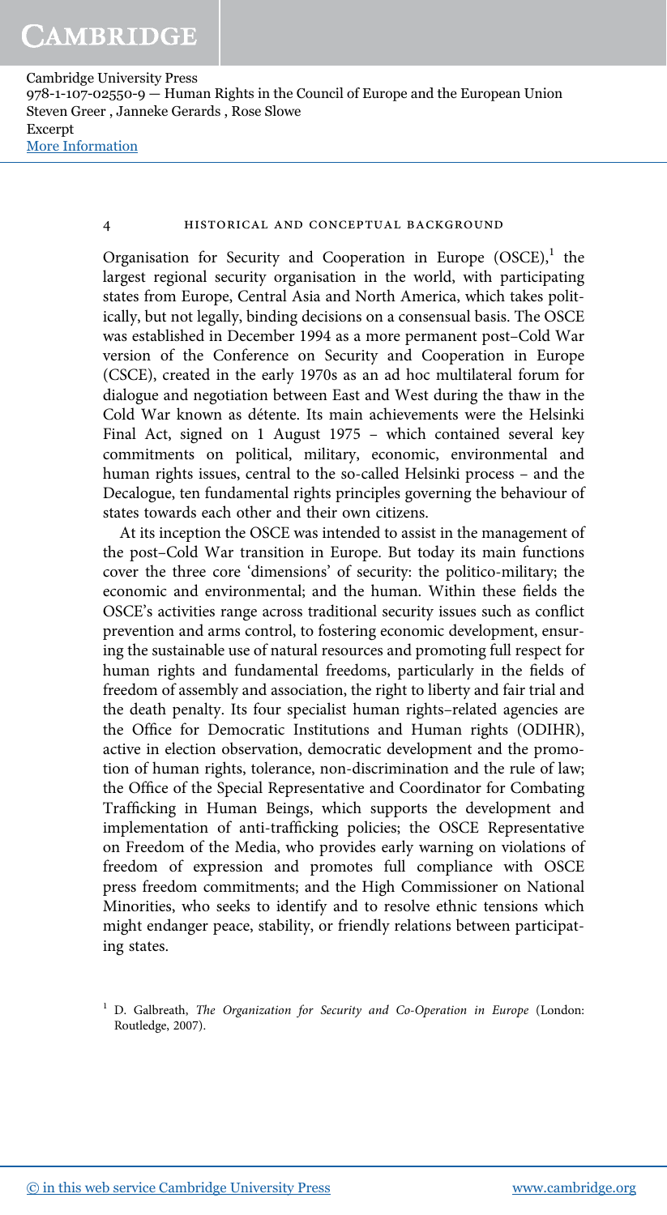Organisation for Security and Cooperation in Europe (OSCE),[1] the largest regional security organisation in the world, with participating states from Europe, Central Asia and North America, which takes politically, but not legally, binding decisions on a consensual basis. The OSCE was established in December 1994 as a more permanent post–Cold War version of the Conference on Security and Cooperation in Europe (CSCE), created in the early 1970s as an ad hoc multilateral forum for dialogue and negotiation between East and West during the thaw in the Cold War known as détente. Its main achievements were the Helsinki Final Act, signed on 1 August 1975 – which contained several key commitments on political, military, economic, environmental and human rights issues, central to the so-called Helsinki process – and the Decalogue, ten fundamental rights principles governing the behaviour of states towards each other and their own citizens.

At its inception the OSCE was intended to assist in the management of the post–Cold War transition in Europe. But today its main functions cover the three core 'dimensions' of security: the politico-military; the economic and environmental; and the human. Within these fields the OSCE's activities range across traditional security issues such as conflict prevention and arms control, to fostering economic development, ensuring the sustainable use of natural resources and promoting full respect for human rights and fundamental freedoms, particularly in the fields of freedom of assembly and association, the right to liberty and fair trial and the death penalty. Its four specialist human rights–related agencies are the Office for Democratic Institutions and Human rights (ODIHR), active in election observation, democratic development and the promotion of human rights, tolerance, non-discrimination and the rule of law; the Office of the Special Representative and Coordinator for Combating Trafficking in Human Beings, which supports the development and implementation of anti-trafficking policies; the OSCE Representative on Freedom of the Media, who provides early warning on violations of freedom of expression and promotes full compliance with OSCE press freedom commitments; and the High Commissioner on National Minorities, who seeks to identify and to resolve ethnic tensions which might endanger peace, stability, or friendly relations between participating states.

[1] D. Galbreath, *The Organization for Security and Co-Operation in Europe* (London: Routledge, 2007).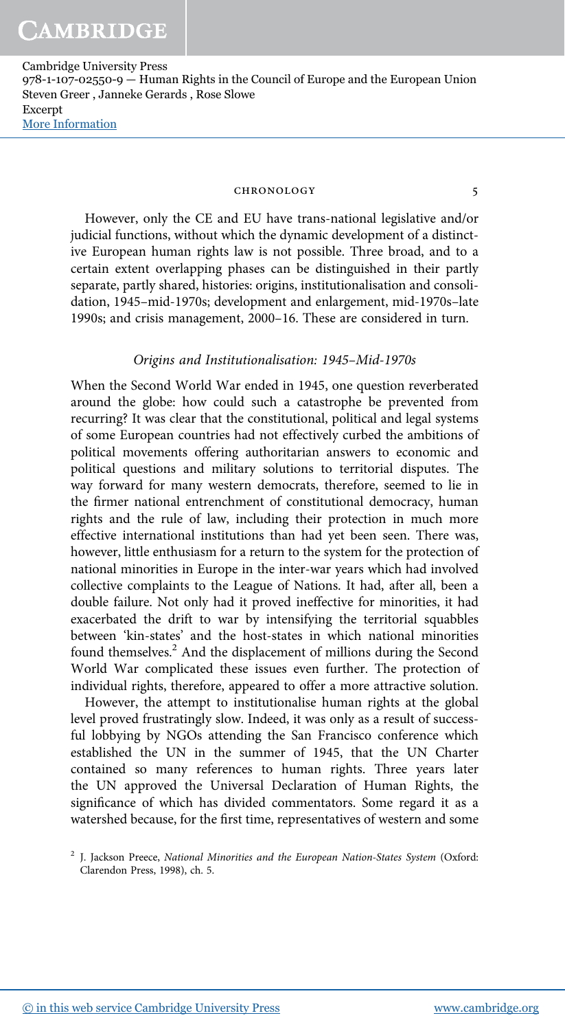However, only the CE and EU have trans-national legislative and/or judicial functions, without which the dynamic development of a distinctive European human rights law is not possible. Three broad, and to a certain extent overlapping phases can be distinguished in their partly separate, partly shared, histories: origins, institutionalisation and consolidation, 1945–mid-1970s; development and enlargement, mid-1970s–late 1990s; and crisis management, 2000–16. These are considered in turn.

### *Origins and Institutionalisation: 1945–Mid-1970s*

When the Second World War ended in 1945, one question reverberated around the globe: how could such a catastrophe be prevented from recurring? It was clear that the constitutional, political and legal systems of some European countries had not effectively curbed the ambitions of political movements offering authoritarian answers to economic and political questions and military solutions to territorial disputes. The way forward for many western democrats, therefore, seemed to lie in the firmer national entrenchment of constitutional democracy, human rights and the rule of law, including their protection in much more effective international institutions than had yet been seen. There was, however, little enthusiasm for a return to the system for the protection of national minorities in Europe in the inter-war years which had involved collective complaints to the League of Nations. It had, after all, been a double failure. Not only had it proved ineffective for minorities, it had exacerbated the drift to war by intensifying the territorial squabbles between 'kin-states' and the host-states in which national minorities found themselves.[2] And the displacement of millions during the Second World War complicated these issues even further. The protection of individual rights, therefore, appeared to offer a more attractive solution.

However, the attempt to institutionalise human rights at the global level proved frustratingly slow. Indeed, it was only as a result of successful lobbying by NGOs attending the San Francisco conference which established the UN in the summer of 1945, that the UN Charter contained so many references to human rights. Three years later the UN approved the Universal Declaration of Human Rights, the significance of which has divided commentators. Some regard it as a watershed because, for the first time, representatives of western and some

[2] J. Jackson Preece, *National Minorities and the European Nation-States System* (Oxford: Clarendon Press, 1998), ch. 5.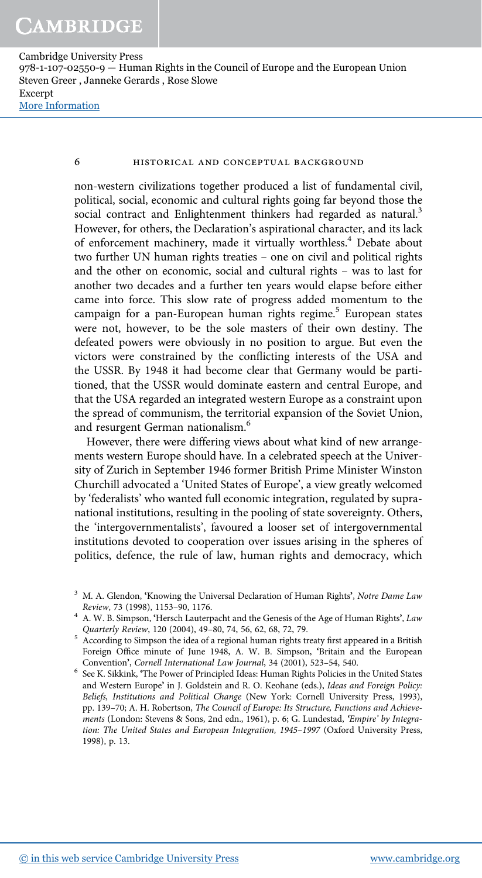non-western civilizations together produced a list of fundamental civil, political, social, economic and cultural rights going far beyond those the social contract and Enlightenment thinkers had regarded as natural.[3] However, for others, the Declaration's aspirational character, and its lack of enforcement machinery, made it virtually worthless.[4] Debate about two further UN human rights treaties – one on civil and political rights and the other on economic, social and cultural rights – was to last for another two decades and a further ten years would elapse before either came into force. This slow rate of progress added momentum to the campaign for a pan-European human rights regime.[5] European states were not, however, to be the sole masters of their own destiny. The defeated powers were obviously in no position to argue. But even the victors were constrained by the conflicting interests of the USA and the USSR. By 1948 it had become clear that Germany would be partitioned, that the USSR would dominate eastern and central Europe, and that the USA regarded an integrated western Europe as a constraint upon the spread of communism, the territorial expansion of the Soviet Union, and resurgent German nationalism.[6]

However, there were differing views about what kind of new arrangements western Europe should have. In a celebrated speech at the University of Zurich in September 1946 former British Prime Minister Winston Churchill advocated a 'United States of Europe', a view greatly welcomed by 'federalists' who wanted full economic integration, regulated by supranational institutions, resulting in the pooling of state sovereignty. Others, the 'intergovernmentalists', favoured a looser set of intergovernmental institutions devoted to cooperation over issues arising in the spheres of politics, defence, the rule of law, human rights and democracy, which

---

[3] M. A. Glendon, 'Knowing the Universal Declaration of Human Rights', *Notre Dame Law Review*, 73 (1998), 1153–90, 1176.

[4] A. W. B. Simpson, 'Hersch Lauterpacht and the Genesis of the Age of Human Rights', *Law Quarterly Review*, 120 (2004), 49–80, 74, 56, 62, 68, 72, 79.

[5] According to Simpson the idea of a regional human rights treaty first appeared in a British Foreign Office minute of June 1948, A. W. B. Simpson, 'Britain and the European Convention', *Cornell International Law Journal*, 34 (2001), 523–54, 540.

[6] See K. Sikkink, 'The Power of Principled Ideas: Human Rights Policies in the United States and Western Europe' in J. Goldstein and R. O. Keohane (eds.), *Ideas and Foreign Policy: Beliefs, Institutions and Political Change* (New York: Cornell University Press, 1993), pp. 139–70; A. H. Robertson, *The Council of Europe: Its Structure, Functions and Achievements* (London: Stevens & Sons, 2nd edn., 1961), p. 6; G. Lundestad, *'Empire' by Integration: The United States and European Integration, 1945–1997* (Oxford University Press, 1998), p. 13.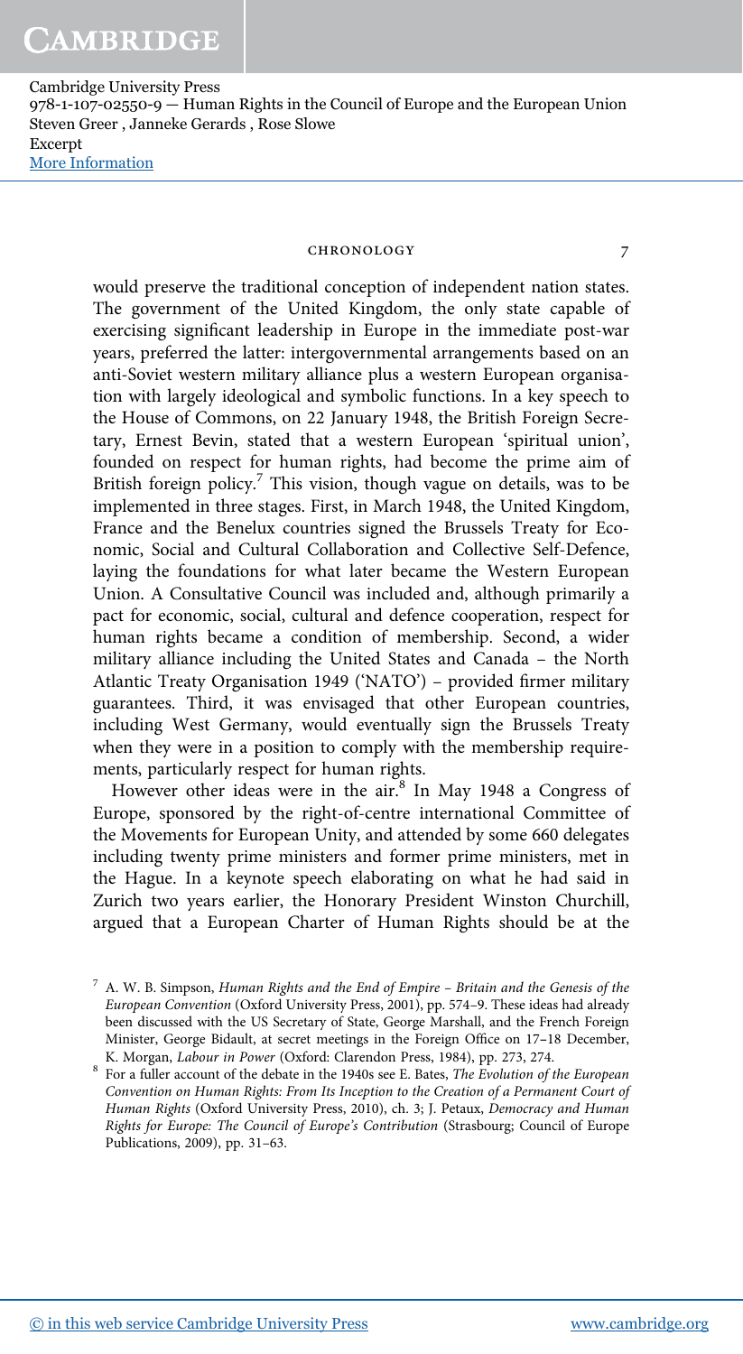would preserve the traditional conception of independent nation states. The government of the United Kingdom, the only state capable of exercising significant leadership in Europe in the immediate post-war years, preferred the latter: intergovernmental arrangements based on an anti-Soviet western military alliance plus a western European organisation with largely ideological and symbolic functions. In a key speech to the House of Commons, on 22 January 1948, the British Foreign Secretary, Ernest Bevin, stated that a western European 'spiritual union', founded on respect for human rights, had become the prime aim of British foreign policy.[7] This vision, though vague on details, was to be implemented in three stages. First, in March 1948, the United Kingdom, France and the Benelux countries signed the Brussels Treaty for Economic, Social and Cultural Collaboration and Collective Self-Defence, laying the foundations for what later became the Western European Union. A Consultative Council was included and, although primarily a pact for economic, social, cultural and defence cooperation, respect for human rights became a condition of membership. Second, a wider military alliance including the United States and Canada – the North Atlantic Treaty Organisation 1949 ('NATO') – provided firmer military guarantees. Third, it was envisaged that other European countries, including West Germany, would eventually sign the Brussels Treaty when they were in a position to comply with the membership requirements, particularly respect for human rights.

However other ideas were in the air.[8] In May 1948 a Congress of Europe, sponsored by the right-of-centre international Committee of the Movements for European Unity, and attended by some 660 delegates including twenty prime ministers and former prime ministers, met in the Hague. In a keynote speech elaborating on what he had said in Zurich two years earlier, the Honorary President Winston Churchill, argued that a European Charter of Human Rights should be at the

---

[7] A. W. B. Simpson, *Human Rights and the End of Empire – Britain and the Genesis of the European Convention* (Oxford University Press, 2001), pp. 574–9. These ideas had already been discussed with the US Secretary of State, George Marshall, and the French Foreign Minister, George Bidault, at secret meetings in the Foreign Office on 17–18 December, K. Morgan, *Labour in Power* (Oxford: Clarendon Press, 1984), pp. 273, 274.

[8] For a fuller account of the debate in the 1940s see E. Bates, *The Evolution of the European Convention on Human Rights: From Its Inception to the Creation of a Permanent Court of Human Rights* (Oxford University Press, 2010), ch. 3; J. Petaux, *Democracy and Human Rights for Europe: The Council of Europe's Contribution* (Strasbourg; Council of Europe Publications, 2009), pp. 31–63.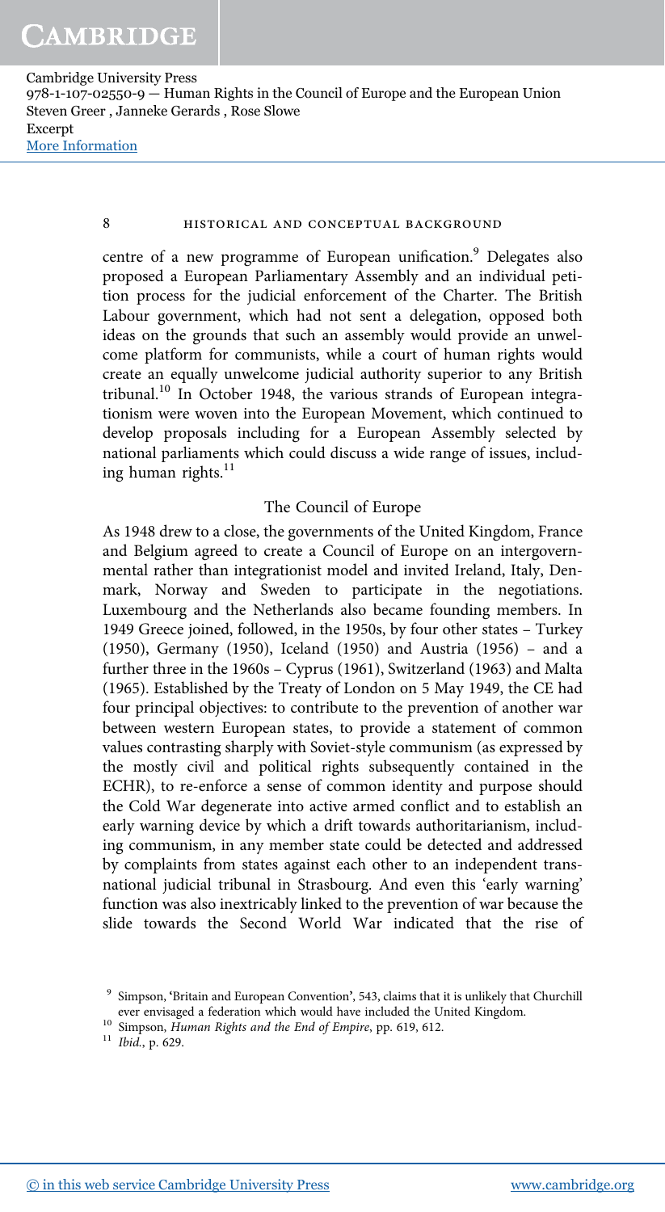centre of a new programme of European unification.[9] Delegates also proposed a European Parliamentary Assembly and an individual petition process for the judicial enforcement of the Charter. The British Labour government, which had not sent a delegation, opposed both ideas on the grounds that such an assembly would provide an unwelcome platform for communists, while a court of human rights would create an equally unwelcome judicial authority superior to any British tribunal.[10] In October 1948, the various strands of European integrationism were woven into the European Movement, which continued to develop proposals including for a European Assembly selected by national parliaments which could discuss a wide range of issues, including human rights.[11]

## The Council of Europe

As 1948 drew to a close, the governments of the United Kingdom, France and Belgium agreed to create a Council of Europe on an intergovernmental rather than integrationist model and invited Ireland, Italy, Denmark, Norway and Sweden to participate in the negotiations. Luxembourg and the Netherlands also became founding members. In 1949 Greece joined, followed, in the 1950s, by four other states – Turkey (1950), Germany (1950), Iceland (1950) and Austria (1956) – and a further three in the 1960s – Cyprus (1961), Switzerland (1963) and Malta (1965). Established by the Treaty of London on 5 May 1949, the CE had four principal objectives: to contribute to the prevention of another war between western European states, to provide a statement of common values contrasting sharply with Soviet-style communism (as expressed by the mostly civil and political rights subsequently contained in the ECHR), to re-enforce a sense of common identity and purpose should the Cold War degenerate into active armed conflict and to establish an early warning device by which a drift towards authoritarianism, including communism, in any member state could be detected and addressed by complaints from states against each other to an independent transnational judicial tribunal in Strasbourg. And even this 'early warning' function was also inextricably linked to the prevention of war because the slide towards the Second World War indicated that the rise of

[9] Simpson, 'Britain and European Convention', 543, claims that it is unlikely that Churchill ever envisaged a federation which would have included the United Kingdom.

[10] Simpson, *Human Rights and the End of Empire*, pp. 619, 612.

[11] *Ibid.*, p. 629.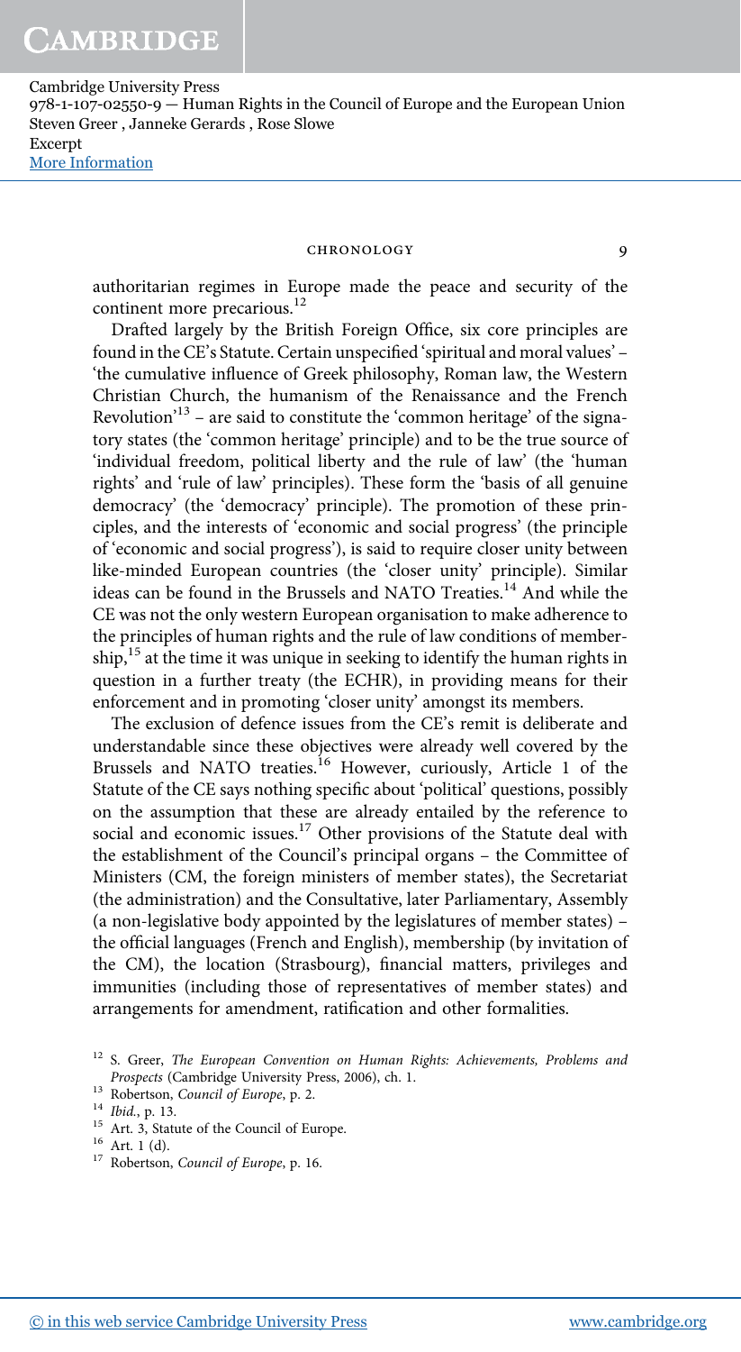authoritarian regimes in Europe made the peace and security of the continent more precarious.[12]

Drafted largely by the British Foreign Office, six core principles are found in the CE's Statute. Certain unspecified 'spiritual and moral values' – 'the cumulative influence of Greek philosophy, Roman law, the Western Christian Church, the humanism of the Renaissance and the French Revolution'[13] – are said to constitute the 'common heritage' of the signatory states (the 'common heritage' principle) and to be the true source of 'individual freedom, political liberty and the rule of law' (the 'human rights' and 'rule of law' principles). These form the 'basis of all genuine democracy' (the 'democracy' principle). The promotion of these principles, and the interests of 'economic and social progress' (the principle of 'economic and social progress'), is said to require closer unity between like-minded European countries (the 'closer unity' principle). Similar ideas can be found in the Brussels and NATO Treaties.[14] And while the CE was not the only western European organisation to make adherence to the principles of human rights and the rule of law conditions of membership,[15] at the time it was unique in seeking to identify the human rights in question in a further treaty (the ECHR), in providing means for their enforcement and in promoting 'closer unity' amongst its members.

The exclusion of defence issues from the CE's remit is deliberate and understandable since these objectives were already well covered by the Brussels and NATO treaties.[16] However, curiously, Article 1 of the Statute of the CE says nothing specific about 'political' questions, possibly on the assumption that these are already entailed by the reference to social and economic issues.[17] Other provisions of the Statute deal with the establishment of the Council's principal organs – the Committee of Ministers (CM, the foreign ministers of member states), the Secretariat (the administration) and the Consultative, later Parliamentary, Assembly (a non-legislative body appointed by the legislatures of member states) – the official languages (French and English), membership (by invitation of the CM), the location (Strasbourg), financial matters, privileges and immunities (including those of representatives of member states) and arrangements for amendment, ratification and other formalities.

[12] S. Greer, *The European Convention on Human Rights: Achievements, Problems and Prospects* (Cambridge University Press, 2006), ch. 1.

[13] Robertson, *Council of Europe*, p. 2.

[14] *Ibid.*, p. 13.

[15] Art. 3, Statute of the Council of Europe.

[16] Art. 1 (d).

[17] Robertson, *Council of Europe*, p. 16.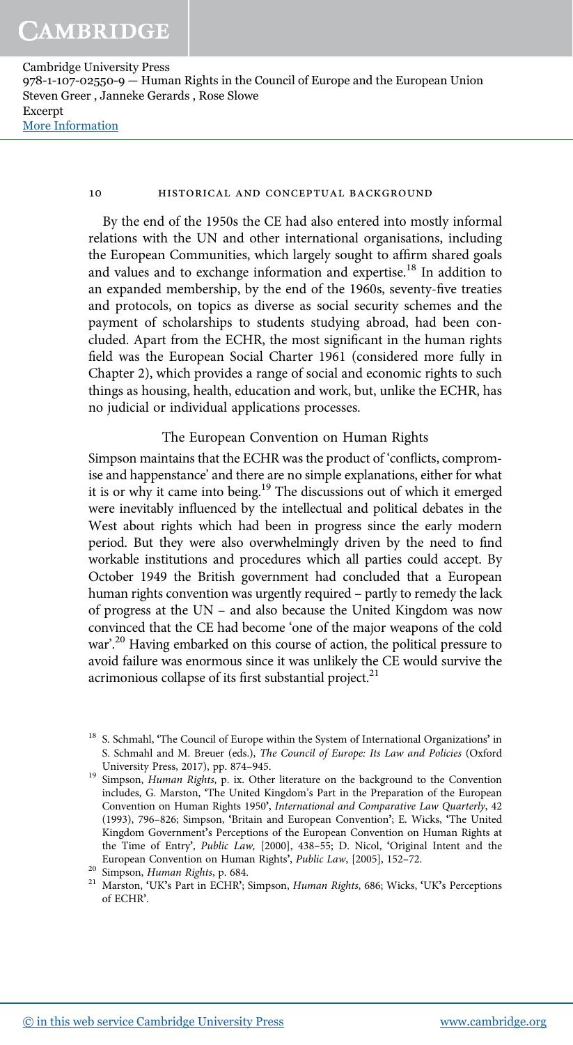By the end of the 1950s the CE had also entered into mostly informal relations with the UN and other international organisations, including the European Communities, which largely sought to affirm shared goals and values and to exchange information and expertise.[18] In addition to an expanded membership, by the end of the 1960s, seventy-five treaties and protocols, on topics as diverse as social security schemes and the payment of scholarships to students studying abroad, had been concluded. Apart from the ECHR, the most significant in the human rights field was the European Social Charter 1961 (considered more fully in Chapter 2), which provides a range of social and economic rights to such things as housing, health, education and work, but, unlike the ECHR, has no judicial or individual applications processes.

## The European Convention on Human Rights

Simpson maintains that the ECHR was the product of 'conflicts, compromise and happenstance' and there are no simple explanations, either for what it is or why it came into being.[19] The discussions out of which it emerged were inevitably influenced by the intellectual and political debates in the West about rights which had been in progress since the early modern period. But they were also overwhelmingly driven by the need to find workable institutions and procedures which all parties could accept. By October 1949 the British government had concluded that a European human rights convention was urgently required – partly to remedy the lack of progress at the UN – and also because the United Kingdom was now convinced that the CE had become 'one of the major weapons of the cold war'.[20] Having embarked on this course of action, the political pressure to avoid failure was enormous since it was unlikely the CE would survive the acrimonious collapse of its first substantial project.[21]

---

[18] S. Schmahl, 'The Council of Europe within the System of International Organizations' in S. Schmahl and M. Breuer (eds.), *The Council of Europe: Its Law and Policies* (Oxford University Press, 2017), pp. 874–945.

[19] Simpson, *Human Rights*, p. ix. Other literature on the background to the Convention includes, G. Marston, 'The United Kingdom's Part in the Preparation of the European Convention on Human Rights 1950', *International and Comparative Law Quarterly*, 42 (1993), 796–826; Simpson, 'Britain and European Convention'; E. Wicks, 'The United Kingdom Government's Perceptions of the European Convention on Human Rights at the Time of Entry', *Public Law,* [2000], 438–55; D. Nicol, 'Original Intent and the European Convention on Human Rights', *Public Law*, [2005], 152–72.

[20] Simpson, *Human Rights*, p. 684.

[21] Marston, 'UK's Part in ECHR'; Simpson, *Human Rights*, 686; Wicks, 'UK's Perceptions of ECHR'.